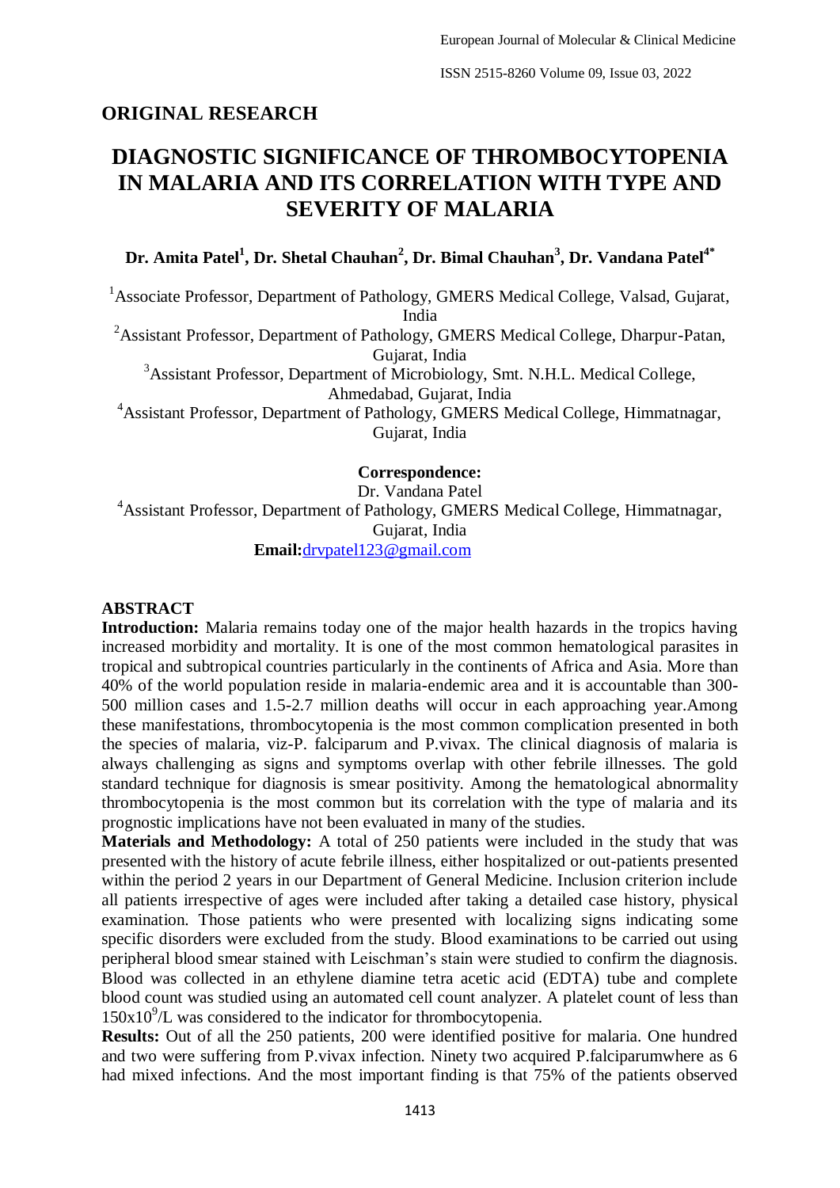## ORIGINAL RESEARCH

# DIAGNOSTIC SIGNIFICANCE OF THROMBOCYTOPENIA IN MALARIA AND ITS CORRELATION WITH TYPE AND SEVERITY OF MALARIA

**Dr. Amita Patel[1], Dr. Shetal Chauhan[2], Dr. Bimal Chauhan[3], Dr. Vandana Patel[4*]**

[1]Associate Professor, Department of Pathology, GMERS Medical College, Valsad, Gujarat, India

[2]Assistant Professor, Department of Pathology, GMERS Medical College, Dharpur-Patan, Gujarat, India

[3]Assistant Professor, Department of Microbiology, Smt. N.H.L. Medical College, Ahmedabad, Gujarat, India

[4]Assistant Professor, Department of Pathology, GMERS Medical College, Himmatnagar, Gujarat, India

**Correspondence:**
Dr. Vandana Patel
[4]Assistant Professor, Department of Pathology, GMERS Medical College, Himmatnagar, Gujarat, India
**Email:**drvpatel123@gmail.com

## ABSTRACT

**Introduction:** Malaria remains today one of the major health hazards in the tropics having increased morbidity and mortality. It is one of the most common hematological parasites in tropical and subtropical countries particularly in the continents of Africa and Asia. More than 40% of the world population reside in malaria-endemic area and it is accountable than 300-500 million cases and 1.5-2.7 million deaths will occur in each approaching year.Among these manifestations, thrombocytopenia is the most common complication presented in both the species of malaria, viz-P. falciparum and P.vivax. The clinical diagnosis of malaria is always challenging as signs and symptoms overlap with other febrile illnesses. The gold standard technique for diagnosis is smear positivity. Among the hematological abnormality thrombocytopenia is the most common but its correlation with the type of malaria and its prognostic implications have not been evaluated in many of the studies.

**Materials and Methodology:** A total of 250 patients were included in the study that was presented with the history of acute febrile illness, either hospitalized or out-patients presented within the period 2 years in our Department of General Medicine. Inclusion criterion include all patients irrespective of ages were included after taking a detailed case history, physical examination. Those patients who were presented with localizing signs indicating some specific disorders were excluded from the study. Blood examinations to be carried out using peripheral blood smear stained with Leischman's stain were studied to confirm the diagnosis. Blood was collected in an ethylene diamine tetra acetic acid (EDTA) tube and complete blood count was studied using an automated cell count analyzer. A platelet count of less than $150x10^9$/L was considered to the indicator for thrombocytopenia.

**Results:** Out of all the 250 patients, 200 were identified positive for malaria. One hundred and two were suffering from P.vivax infection. Ninety two acquired P.falciparumwhere as 6 had mixed infections. And the most important finding is that 75% of the patients observed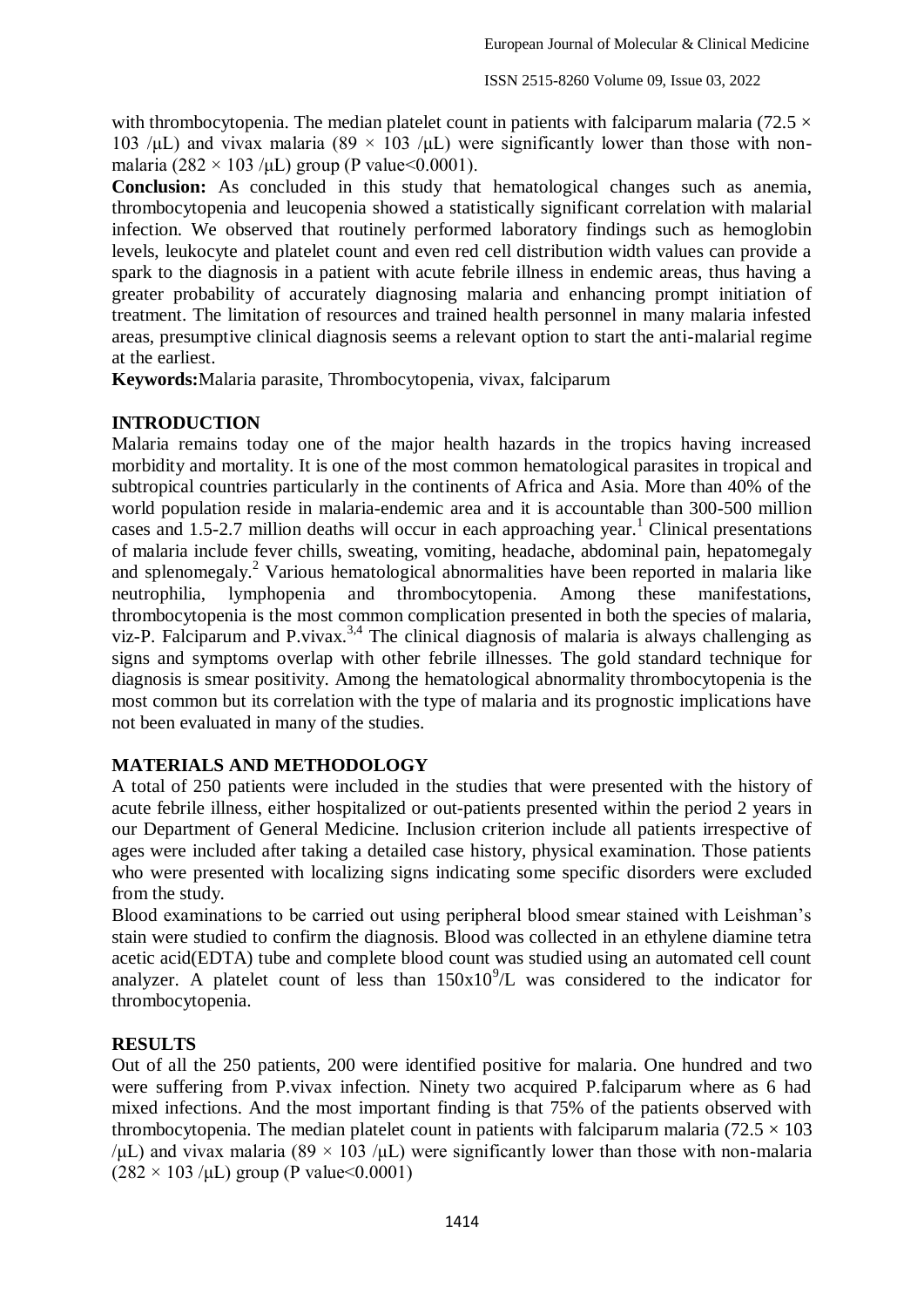with thrombocytopenia. The median platelet count in patients with falciparum malaria ($72.5 \times 103$ /μL) and vivax malaria ($89 \times 103$ /μL) were significantly lower than those with non-malaria ($282 \times 103$ /μL) group (P value<0.0001).

**Conclusion:** As concluded in this study that hematological changes such as anemia, thrombocytopenia and leucopenia showed a statistically significant correlation with malarial infection. We observed that routinely performed laboratory findings such as hemoglobin levels, leukocyte and platelet count and even red cell distribution width values can provide a spark to the diagnosis in a patient with acute febrile illness in endemic areas, thus having a greater probability of accurately diagnosing malaria and enhancing prompt initiation of treatment. The limitation of resources and trained health personnel in many malaria infested areas, presumptive clinical diagnosis seems a relevant option to start the anti-malarial regime at the earliest.

**Keywords:** Malaria parasite, Thrombocytopenia, vivax, falciparum

## INTRODUCTION

Malaria remains today one of the major health hazards in the tropics having increased morbidity and mortality. It is one of the most common hematological parasites in tropical and subtropical countries particularly in the continents of Africa and Asia. More than 40% of the world population reside in malaria-endemic area and it is accountable than 300-500 million cases and 1.5-2.7 million deaths will occur in each approaching year.[1] Clinical presentations of malaria include fever chills, sweating, vomiting, headache, abdominal pain, hepatomegaly and splenomegaly.[2] Various hematological abnormalities have been reported in malaria like neutrophilia, lymphopenia and thrombocytopenia. Among these manifestations, thrombocytopenia is the most common complication presented in both the species of malaria, viz-P. Falciparum and P.vivax.[3,4] The clinical diagnosis of malaria is always challenging as signs and symptoms overlap with other febrile illnesses. The gold standard technique for diagnosis is smear positivity. Among the hematological abnormality thrombocytopenia is the most common but its correlation with the type of malaria and its prognostic implications have not been evaluated in many of the studies.

## MATERIALS AND METHODOLOGY

A total of 250 patients were included in the studies that were presented with the history of acute febrile illness, either hospitalized or out-patients presented within the period 2 years in our Department of General Medicine. Inclusion criterion include all patients irrespective of ages were included after taking a detailed case history, physical examination. Those patients who were presented with localizing signs indicating some specific disorders were excluded from the study.

Blood examinations to be carried out using peripheral blood smear stained with Leishman's stain were studied to confirm the diagnosis. Blood was collected in an ethylene diamine tetra acetic acid(EDTA) tube and complete blood count was studied using an automated cell count analyzer. A platelet count of less than $150x10^9$/L was considered to the indicator for thrombocytopenia.

## RESULTS

Out of all the 250 patients, 200 were identified positive for malaria. One hundred and two were suffering from P.vivax infection. Ninety two acquired P.falciparum where as 6 had mixed infections. And the most important finding is that 75% of the patients observed with thrombocytopenia. The median platelet count in patients with falciparum malaria ($72.5 \times 103$ /μL) and vivax malaria ($89 \times 103$ /μL) were significantly lower than those with non-malaria ($282 \times 103$ /μL) group (P value<0.0001)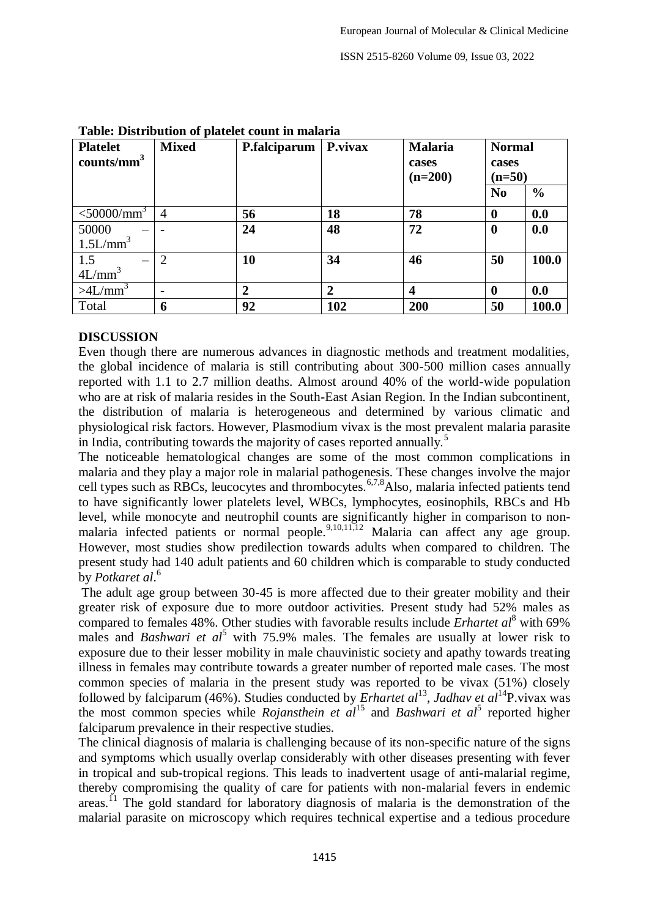**Table: Distribution of platelet count in malaria**

| Platelet counts/mm$^3$ | Mixed | P.falciparum | P.vivax | Malaria cases (n=200) | Normal cases (n=50) | |
|---|---|---|---|---|---|---|
| | | | | | **No** | **%** |
| <50000/mm$^3$ | 4 | **56** | **18** | **78** | **0** | **0.0** |
| 50000 – 1.5L/mm$^3$ | - | **24** | **48** | **72** | **0** | **0.0** |
| 1.5 – 4L/mm$^3$ | 2 | **10** | **34** | **46** | **50** | **100.0** |
| >4L/mm$^3$ | - | **2** | **2** | **4** | **0** | **0.0** |
| Total | **6** | **92** | **102** | **200** | **50** | **100.0** |

## DISCUSSION

Even though there are numerous advances in diagnostic methods and treatment modalities, the global incidence of malaria is still contributing about 300-500 million cases annually reported with 1.1 to 2.7 million deaths. Almost around 40% of the world-wide population who are at risk of malaria resides in the South-East Asian Region. In the Indian subcontinent, the distribution of malaria is heterogeneous and determined by various climatic and physiological risk factors. However, Plasmodium vivax is the most prevalent malaria parasite in India, contributing towards the majority of cases reported annually.[5]

The noticeable hematological changes are some of the most common complications in malaria and they play a major role in malarial pathogenesis. These changes involve the major cell types such as RBCs, leucocytes and thrombocytes.[6,7,8]Also, malaria infected patients tend to have significantly lower platelets level, WBCs, lymphocytes, eosinophils, RBCs and Hb level, while monocyte and neutrophil counts are significantly higher in comparison to non-malaria infected patients or normal people.[9,10,11,12] Malaria can affect any age group. However, most studies show predilection towards adults when compared to children. The present study had 140 adult patients and 60 children which is comparable to study conducted by *Potkaret al*.[6]

The adult age group between 30-45 is more affected due to their greater mobility and their greater risk of exposure due to more outdoor activities. Present study had 52% males as compared to females 48%. Other studies with favorable results include *Erhartet al*[8] with 69% males and *Bashwari et al*[5] with 75.9% males. The females are usually at lower risk to exposure due to their lesser mobility in male chauvinistic society and apathy towards treating illness in females may contribute towards a greater number of reported male cases. The most common species of malaria in the present study was reported to be vivax (51%) closely followed by falciparum (46%). Studies conducted by *Erhartet al*[13], *Jadhav et al*[14]P.vivax was the most common species while *Rojansthein et al*[15] and *Bashwari et al*[5] reported higher falciparum prevalence in their respective studies.

The clinical diagnosis of malaria is challenging because of its non-specific nature of the signs and symptoms which usually overlap considerably with other diseases presenting with fever in tropical and sub-tropical regions. This leads to inadvertent usage of anti-malarial regime, thereby compromising the quality of care for patients with non-malarial fevers in endemic areas.[11] The gold standard for laboratory diagnosis of malaria is the demonstration of the malarial parasite on microscopy which requires technical expertise and a tedious procedure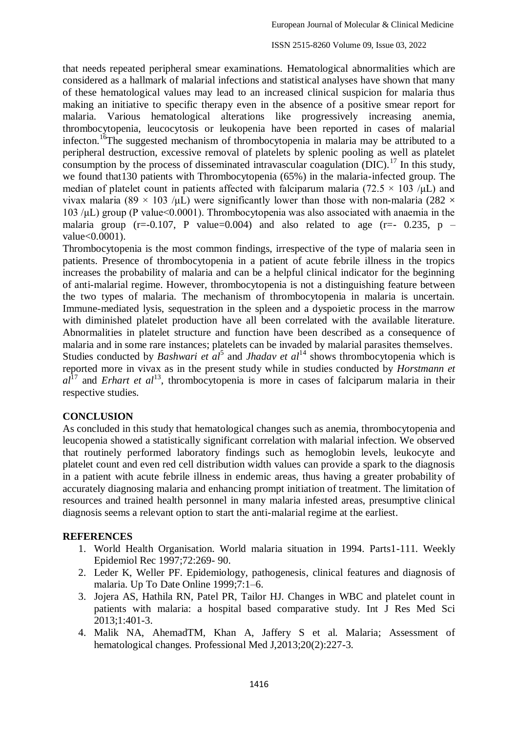that needs repeated peripheral smear examinations. Hematological abnormalities which are considered as a hallmark of malarial infections and statistical analyses have shown that many of these hematological values may lead to an increased clinical suspicion for malaria thus making an initiative to specific therapy even in the absence of a positive smear report for malaria. Various hematological alterations like progressively increasing anemia, thrombocytopenia, leucocytosis or leukopenia have been reported in cases of malarial infecton.[16]The suggested mechanism of thrombocytopenia in malaria may be attributed to a peripheral destruction, excessive removal of platelets by splenic pooling as well as platelet consumption by the process of disseminated intravascular coagulation (DIC).[17] In this study, we found that130 patients with Thrombocytopenia (65%) in the malaria-infected group. The median of platelet count in patients affected with falciparum malaria ($72.5 \times 103$ /μL) and vivax malaria ($89 \times 103$ /μL) were significantly lower than those with non-malaria ($282 \times 103$ /μL) group (P value<0.0001). Thrombocytopenia was also associated with anaemia in the malaria group (r=-0.107, P value=0.004) and also related to age (r=- 0.235, p – value<0.0001).

Thrombocytopenia is the most common findings, irrespective of the type of malaria seen in patients. Presence of thrombocytopenia in a patient of acute febrile illness in the tropics increases the probability of malaria and can be a helpful clinical indicator for the beginning of anti-malarial regime. However, thrombocytopenia is not a distinguishing feature between the two types of malaria. The mechanism of thrombocytopenia in malaria is uncertain. Immune-mediated lysis, sequestration in the spleen and a dyspoietic process in the marrow with diminished platelet production have all been correlated with the available literature. Abnormalities in platelet structure and function have been described as a consequence of malaria and in some rare instances; platelets can be invaded by malarial parasites themselves.

Studies conducted by *Bashwari et al*[5] and *Jhadav et al*[14] shows thrombocytopenia which is reported more in vivax as in the present study while in studies conducted by *Horstmann et al*[17] and *Erhart et al*[13], thrombocytopenia is more in cases of falciparum malaria in their respective studies.

## CONCLUSION

As concluded in this study that hematological changes such as anemia, thrombocytopenia and leucopenia showed a statistically significant correlation with malarial infection. We observed that routinely performed laboratory findings such as hemoglobin levels, leukocyte and platelet count and even red cell distribution width values can provide a spark to the diagnosis in a patient with acute febrile illness in endemic areas, thus having a greater probability of accurately diagnosing malaria and enhancing prompt initiation of treatment. The limitation of resources and trained health personnel in many malaria infested areas, presumptive clinical diagnosis seems a relevant option to start the anti-malarial regime at the earliest.

## REFERENCES

1. World Health Organisation. World malaria situation in 1994. Parts1-111. Weekly Epidemiol Rec 1997;72:269- 90.
2. Leder K, Weller PF. Epidemiology, pathogenesis, clinical features and diagnosis of malaria. Up To Date Online 1999;7:1–6.
3. Jojera AS, Hathila RN, Patel PR, Tailor HJ. Changes in WBC and platelet count in patients with malaria: a hospital based comparative study. Int J Res Med Sci 2013;1:401-3.
4. Malik NA, AhemadTM, Khan A, Jaffery S et al. Malaria; Assessment of hematological changes. Professional Med J,2013;20(2):227-3.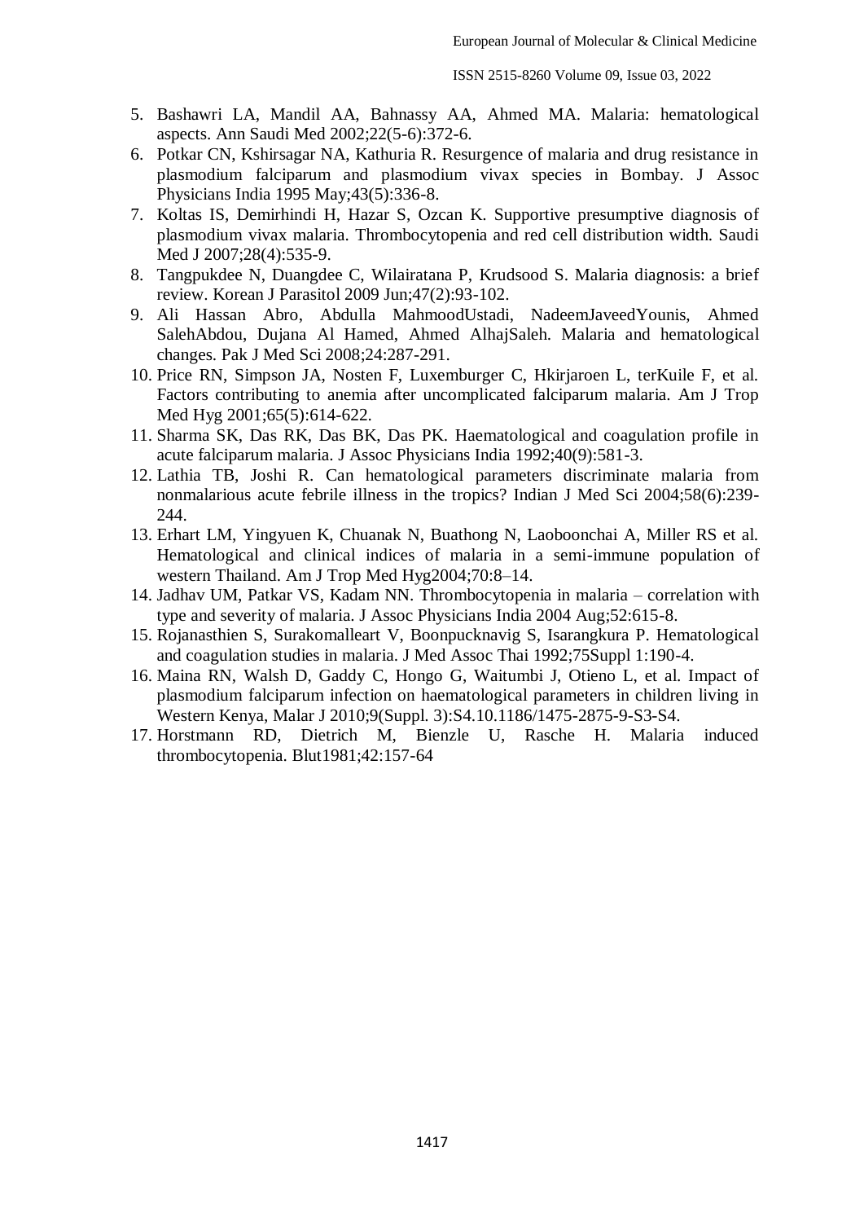5. Bashawri LA, Mandil AA, Bahnassy AA, Ahmed MA. Malaria: hematological aspects. Ann Saudi Med 2002;22(5-6):372-6.
6. Potkar CN, Kshirsagar NA, Kathuria R. Resurgence of malaria and drug resistance in plasmodium falciparum and plasmodium vivax species in Bombay. J Assoc Physicians India 1995 May;43(5):336-8.
7. Koltas IS, Demirhindi H, Hazar S, Ozcan K. Supportive presumptive diagnosis of plasmodium vivax malaria. Thrombocytopenia and red cell distribution width. Saudi Med J 2007;28(4):535-9.
8. Tangpukdee N, Duangdee C, Wilairatana P, Krudsood S. Malaria diagnosis: a brief review. Korean J Parasitol 2009 Jun;47(2):93-102.
9. Ali Hassan Abro, Abdulla MahmoodUstadi, NadeemJaveedYounis, Ahmed SalehAbdou, Dujana Al Hamed, Ahmed AlhajSaleh. Malaria and hematological changes. Pak J Med Sci 2008;24:287-291.
10. Price RN, Simpson JA, Nosten F, Luxemburger C, Hkirjaroen L, terKuile F, et al. Factors contributing to anemia after uncomplicated falciparum malaria. Am J Trop Med Hyg 2001;65(5):614-622.
11. Sharma SK, Das RK, Das BK, Das PK. Haematological and coagulation profile in acute falciparum malaria. J Assoc Physicians India 1992;40(9):581-3.
12. Lathia TB, Joshi R. Can hematological parameters discriminate malaria from nonmalarious acute febrile illness in the tropics? Indian J Med Sci 2004;58(6):239-244.
13. Erhart LM, Yingyuen K, Chuanak N, Buathong N, Laoboonchai A, Miller RS et al. Hematological and clinical indices of malaria in a semi-immune population of western Thailand. Am J Trop Med Hyg2004;70:8–14.
14. Jadhav UM, Patkar VS, Kadam NN. Thrombocytopenia in malaria – correlation with type and severity of malaria. J Assoc Physicians India 2004 Aug;52:615-8.
15. Rojanasthien S, Surakomalleart V, Boonpucknavig S, Isarangkura P. Hematological and coagulation studies in malaria. J Med Assoc Thai 1992;75Suppl 1:190-4.
16. Maina RN, Walsh D, Gaddy C, Hongo G, Waitumbi J, Otieno L, et al. Impact of plasmodium falciparum infection on haematological parameters in children living in Western Kenya, Malar J 2010;9(Suppl. 3):S4.10.1186/1475-2875-9-S3-S4.
17. Horstmann RD, Dietrich M, Bienzle U, Rasche H. Malaria induced thrombocytopenia. Blut1981;42:157-64